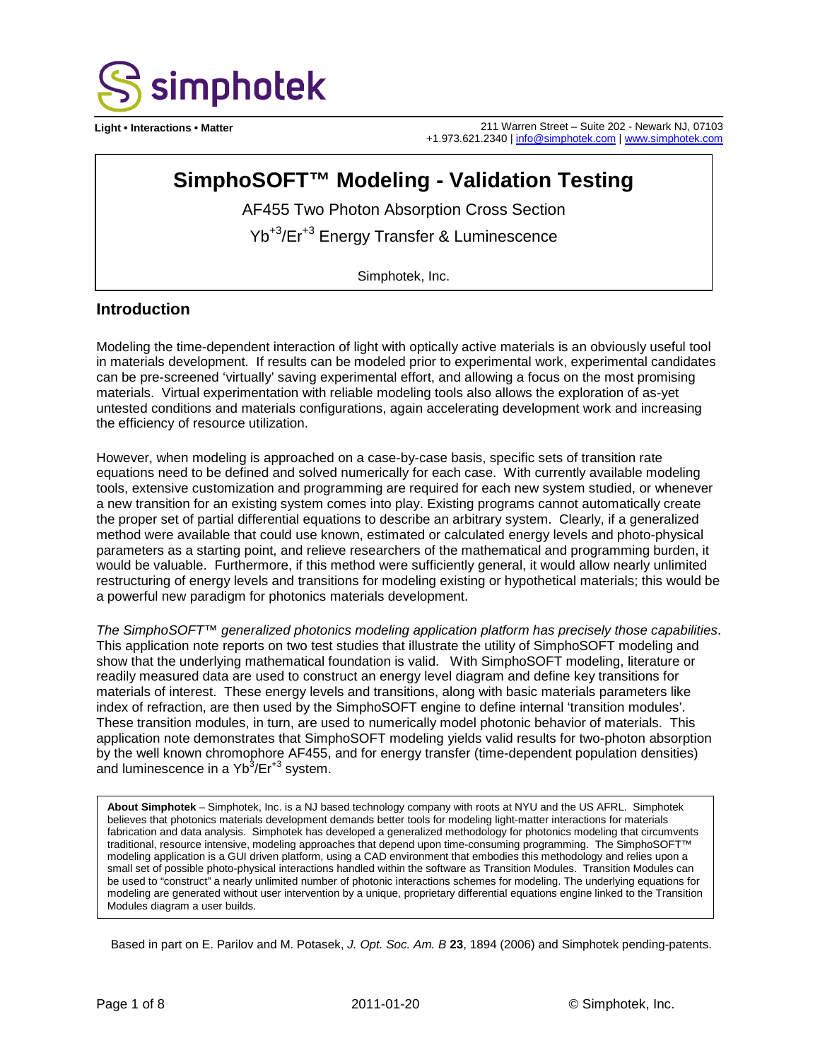simphotek

**Light • Interactions • Matter**

211 Warren Street – Suite 202 - Newark NJ, 07103
+1.973.621.2340 | info@simphotek.com | www.simphotek.com

# SimphoSOFT™ Modeling - Validation Testing

AF455 Two Photon Absorption Cross Section

$Yb^{+3}/Er^{+3}$ Energy Transfer & Luminescence

Simphotek, Inc.

## Introduction

Modeling the time-dependent interaction of light with optically active materials is an obviously useful tool in materials development. If results can be modeled prior to experimental work, experimental candidates can be pre-screened 'virtually' saving experimental effort, and allowing a focus on the most promising materials. Virtual experimentation with reliable modeling tools also allows the exploration of as-yet untested conditions and materials configurations, again accelerating development work and increasing the efficiency of resource utilization.

However, when modeling is approached on a case-by-case basis, specific sets of transition rate equations need to be defined and solved numerically for each case. With currently available modeling tools, extensive customization and programming are required for each new system studied, or whenever a new transition for an existing system comes into play. Existing programs cannot automatically create the proper set of partial differential equations to describe an arbitrary system. Clearly, if a generalized method were available that could use known, estimated or calculated energy levels and photo-physical parameters as a starting point, and relieve researchers of the mathematical and programming burden, it would be valuable. Furthermore, if this method were sufficiently general, it would allow nearly unlimited restructuring of energy levels and transitions for modeling existing or hypothetical materials; this would be a powerful new paradigm for photonics materials development.

*The SimphoSOFT™ generalized photonics modeling application platform has precisely those capabilities*. This application note reports on two test studies that illustrate the utility of SimphoSOFT modeling and show that the underlying mathematical foundation is valid. With SimphoSOFT modeling, literature or readily measured data are used to construct an energy level diagram and define key transitions for materials of interest. These energy levels and transitions, along with basic materials parameters like index of refraction, are then used by the SimphoSOFT engine to define internal 'transition modules'. These transition modules, in turn, are used to numerically model photonic behavior of materials. This application note demonstrates that SimphoSOFT modeling yields valid results for two-photon absorption by the well known chromophore AF455, and for energy transfer (time-dependent population densities) and luminescence in a $Yb^{3}/Er^{+3}$ system.

**About Simphotek** – Simphotek, Inc. is a NJ based technology company with roots at NYU and the US AFRL. Simphotek believes that photonics materials development demands better tools for modeling light-matter interactions for materials fabrication and data analysis. Simphotek has developed a generalized methodology for photonics modeling that circumvents traditional, resource intensive, modeling approaches that depend upon time-consuming programming. The SimphoSOFT™ modeling application is a GUI driven platform, using a CAD environment that embodies this methodology and relies upon a small set of possible photo-physical interactions handled within the software as Transition Modules. Transition Modules can be used to "construct" a nearly unlimited number of photonic interactions schemes for modeling. The underlying equations for modeling are generated without user intervention by a unique, proprietary differential equations engine linked to the Transition Modules diagram a user builds.

Based in part on E. Parilov and M. Potasek, *J. Opt. Soc. Am. B* **23**, 1894 (2006) and Simphotek pending-patents.

2011-01-20 © Simphotek, Inc.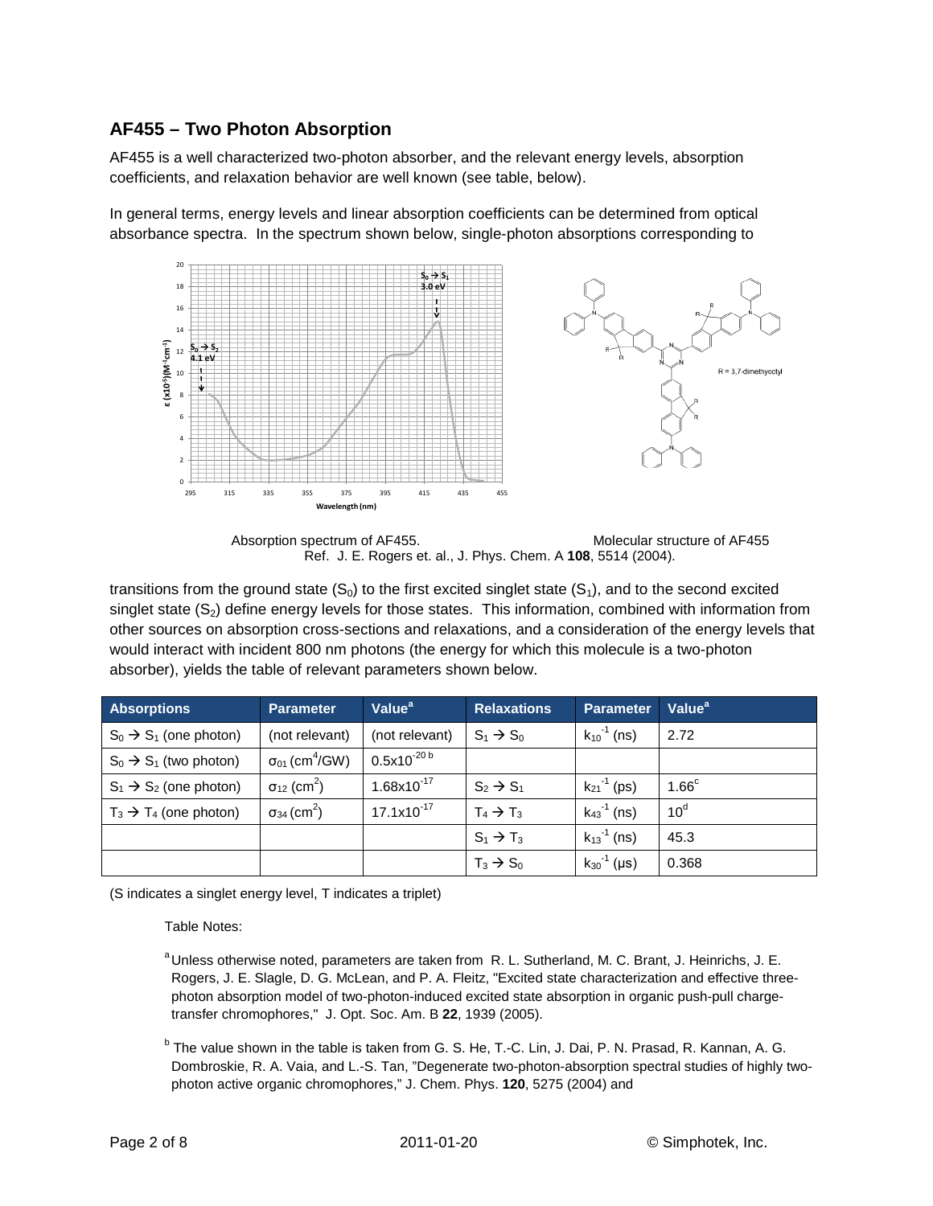## AF455 – Two Photon Absorption

AF455 is a well characterized two-photon absorber, and the relevant energy levels, absorption coefficients, and relaxation behavior are well known (see table, below).

In general terms, energy levels and linear absorption coefficients can be determined from optical absorbance spectra. In the spectrum shown below, single-photon absorptions corresponding to transitions from the ground state ($S_0$) to the first excited singlet state ($S_1$), and to the second excited singlet state ($S_2$) define energy levels for those states. This information, combined with information from other sources on absorption cross-sections and relaxations, and a consideration of the energy levels that would interact with incident 800 nm photons (the energy for which this molecule is a two-photon absorber), yields the table of relevant parameters shown below.

Absorption spectrum of AF455. Molecular structure of AF455

Ref. J. E. Rogers et. al., J. Phys. Chem. A **108**, 5514 (2004).

| Absorptions | Parameter | Value[a] | Relaxations | Parameter | Value[a] |
|---|---|---|---|---|---|
| $S_0 \rightarrow S_1$ (one photon) | (not relevant) | (not relevant) | $S_1 \rightarrow S_0$ | $k_{10}^{-1}$ (ns) | 2.72 |
| $S_0 \rightarrow S_1$ (two photon) | $\sigma_{01}$ (cm$^4$/GW) | $0.5\times10^{-20}$ [b] | | | |
| $S_1 \rightarrow S_2$ (one photon) | $\sigma_{12}$ (cm$^2$) | $1.68\times10^{-17}$ | $S_2 \rightarrow S_1$ | $k_{21}^{-1}$ (ps) | 1.66[c] |
| $T_3 \rightarrow T_4$ (one photon) | $\sigma_{34}$ (cm$^2$) | $17.1\times10^{-17}$ | $T_4 \rightarrow T_3$ | $k_{43}^{-1}$ (ns) | $10$[d] |
| | | | $S_1 \rightarrow T_3$ | $k_{13}^{-1}$ (ns) | 45.3 |
| | | | $T_3 \rightarrow S_0$ | $k_{30}^{-1}$ (μs) | 0.368 |

(S indicates a singlet energy level, T indicates a triplet)

Table Notes:

[a] Unless otherwise noted, parameters are taken from R. L. Sutherland, M. C. Brant, J. Heinrichs, J. E. Rogers, J. E. Slagle, D. G. McLean, and P. A. Fleitz, "Excited state characterization and effective three-photon absorption model of two-photon-induced excited state absorption in organic push-pull charge-transfer chromophores," J. Opt. Soc. Am. B **22**, 1939 (2005).

[b] The value shown in the table is taken from G. S. He, T.-C. Lin, J. Dai, P. N. Prasad, R. Kannan, A. G. Dombroskie, R. A. Vaia, and L.-S. Tan, "Degenerate two-photon-absorption spectral studies of highly two-photon active organic chromophores," J. Chem. Phys. **120**, 5275 (2004) and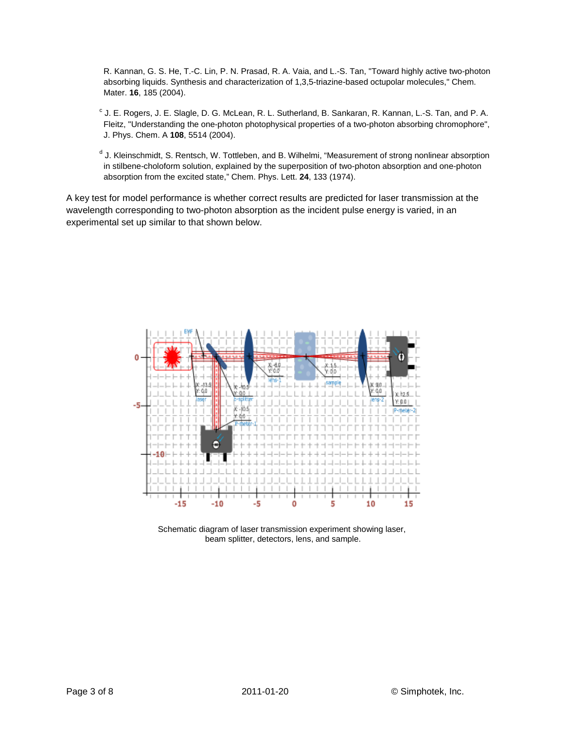R. Kannan, G. S. He, T.-C. Lin, P. N. Prasad, R. A. Vaia, and L.-S. Tan, "Toward highly active two-photon absorbing liquids. Synthesis and characterization of 1,3,5-triazine-based octupolar molecules," Chem. Mater. **16**, 185 (2004).

[c] J. E. Rogers, J. E. Slagle, D. G. McLean, R. L. Sutherland, B. Sankaran, R. Kannan, L.-S. Tan, and P. A. Fleitz, "Understanding the one-photon photophysical properties of a two-photon absorbing chromophore", J. Phys. Chem. A **108**, 5514 (2004).

[d] J. Kleinschmidt, S. Rentsch, W. Tottleben, and B. Wilhelmi, "Measurement of strong nonlinear absorption in stilbene-choloform solution, explained by the superposition of two-photon absorption and one-photon absorption from the excited state," Chem. Phys. Lett. **24**, 133 (1974).

A key test for model performance is whether correct results are predicted for laser transmission at the wavelength corresponding to two-photon absorption as the incident pulse energy is varied, in an experimental set up similar to that shown below.

Schematic diagram of laser transmission experiment showing laser, beam splitter, detectors, lens, and sample.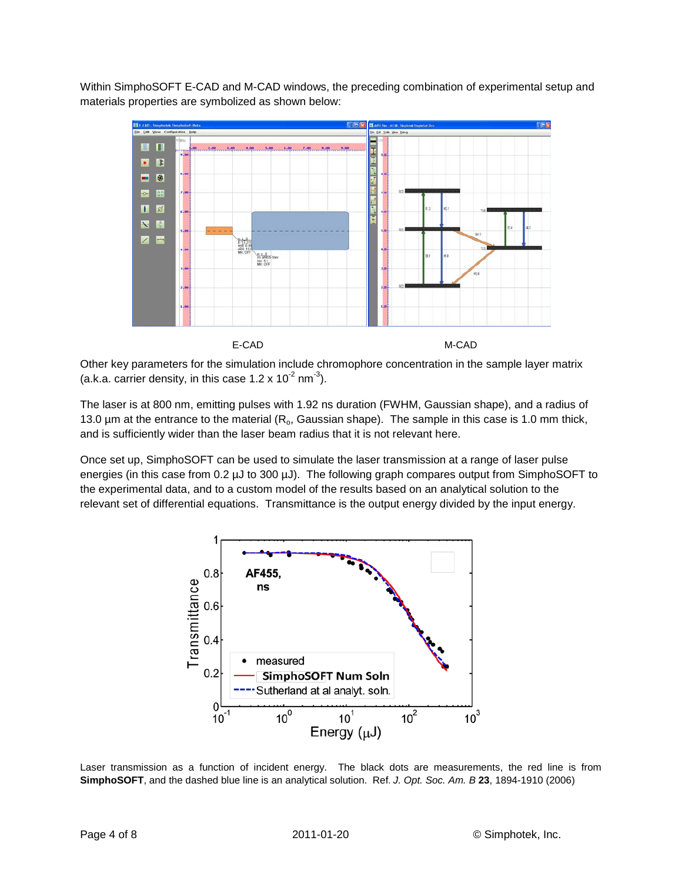Within SimphoSOFT E-CAD and M-CAD windows, the preceding combination of experimental setup and materials properties are symbolized as shown below:

E-CAD M-CAD

Other key parameters for the simulation include chromophore concentration in the sample layer matrix (a.k.a. carrier density, in this case 1.2 x $10^{-2}$ $nm^{-3}$).

The laser is at 800 nm, emitting pulses with 1.92 ns duration (FWHM, Gaussian shape), and a radius of 13.0 µm at the entrance to the material ($R_o$, Gaussian shape). The sample in this case is 1.0 mm thick, and is sufficiently wider than the laser beam radius that it is not relevant here.

Once set up, SimphoSOFT can be used to simulate the laser transmission at a range of laser pulse energies (in this case from 0.2 µJ to 300 µJ). The following graph compares output from SimphoSOFT to the experimental data, and to a custom model of the results based on an analytical solution to the relevant set of differential equations. Transmittance is the output energy divided by the input energy.

Laser transmission as a function of incident energy. The black dots are measurements, the red line is from **SimphoSOFT**, and the dashed blue line is an analytical solution. Ref. *J. Opt. Soc. Am. B* **23**, 1894-1910 (2006)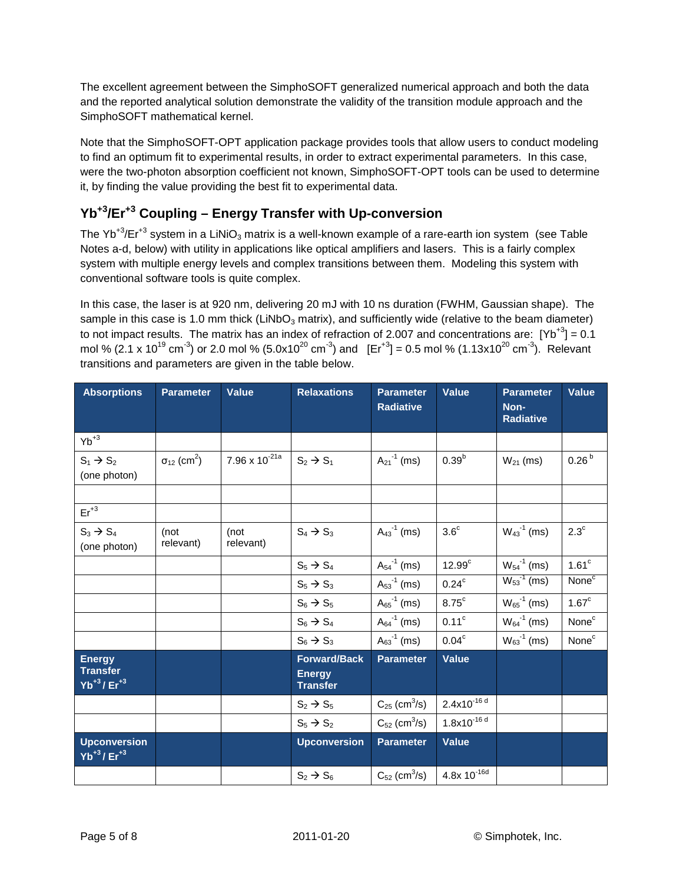The excellent agreement between the SimphoSOFT generalized numerical approach and both the data and the reported analytical solution demonstrate the validity of the transition module approach and the SimphoSOFT mathematical kernel.

Note that the SimphoSOFT-OPT application package provides tools that allow users to conduct modeling to find an optimum fit to experimental results, in order to extract experimental parameters. In this case, were the two-photon absorption coefficient not known, SimphoSOFT-OPT tools can be used to determine it, by finding the value providing the best fit to experimental data.

## $Yb^{+3}/Er^{+3}$ Coupling – Energy Transfer with Up-conversion

The $Yb^{+3}/Er^{+3}$ system in a $LiNiO_3$ matrix is a well-known example of a rare-earth ion system (see Table Notes a-d, below) with utility in applications like optical amplifiers and lasers. This is a fairly complex system with multiple energy levels and complex transitions between them. Modeling this system with conventional software tools is quite complex.

In this case, the laser is at 920 nm, delivering 20 mJ with 10 ns duration (FWHM, Gaussian shape). The sample in this case is 1.0 mm thick ($LiNbO_3$ matrix), and sufficiently wide (relative to the beam diameter) to not impact results. The matrix has an index of refraction of 2.007 and concentrations are: $[Yb^{+3}]$ = 0.1 mol % ($2.1 \times 10^{19}$ cm$^{-3}$) or 2.0 mol % ($5.0 \times 10^{20}$ cm$^{-3}$) and $[Er^{+3}]$ = 0.5 mol % ($1.13 \times 10^{20}$ cm$^{-3}$). Relevant transitions and parameters are given in the table below.

| Absorptions | Parameter | Value | Relaxations | Parameter Radiative | Value | Parameter Non-Radiative | Value |
|---|---|---|---|---|---|---|---|
| $Yb^{+3}$ | | | | | | | |
| $S_1 \rightarrow S_2$ (one photon) | $\sigma_{12}$ (cm$^2$) | $7.96 \times 10^{-21}$ [a] | $S_2 \rightarrow S_1$ | $A_{21}^{-1}$ (ms) | 0.39 [b] | $W_{21}$ (ms) | 0.26 [b] |
| | | | | | | | |
| $Er^{+3}$ | | | | | | | |
| $S_3 \rightarrow S_4$ (one photon) | (not relevant) | (not relevant) | $S_4 \rightarrow S_3$ | $A_{43}^{-1}$ (ms) | 3.6 [c] | $W_{43}^{-1}$ (ms) | 2.3 [c] |
| | | | $S_5 \rightarrow S_4$ | $A_{54}^{-1}$ (ms) | 12.99 [c] | $W_{54}^{-1}$ (ms) | 1.61 [c] |
| | | | $S_5 \rightarrow S_3$ | $A_{53}^{-1}$ (ms) | 0.24 [c] | $W_{53}^{-1}$ (ms) | None [c] |
| | | | $S_6 \rightarrow S_5$ | $A_{65}^{-1}$ (ms) | 8.75 [c] | $W_{65}^{-1}$ (ms) | 1.67 [c] |
| | | | $S_6 \rightarrow S_4$ | $A_{64}^{-1}$ (ms) | 0.11 [c] | $W_{64}^{-1}$ (ms) | None [c] |
| | | | $S_6 \rightarrow S_3$ | $A_{63}^{-1}$ (ms) | 0.04 [c] | $W_{63}^{-1}$ (ms) | None [c] |
| **Energy Transfer $Yb^{+3}$ / $Er^{+3}$** | | | **Forward/Back Energy Transfer** | **Parameter** | **Value** | | |
| | | | $S_2 \rightarrow S_5$ | $C_{25}$ (cm$^3$/s) | $2.4 \times 10^{-16}$ [d] | | |
| | | | $S_5 \rightarrow S_2$ | $C_{52}$ (cm$^3$/s) | $1.8 \times 10^{-16}$ [d] | | |
| **Upconversion $Yb^{+3}$ / $Er^{+3}$** | | | **Upconversion** | **Parameter** | **Value** | | |
| | | | $S_2 \rightarrow S_6$ | $C_{52}$ (cm$^3$/s) | $4.8 \times 10^{-16}$ [d] | | |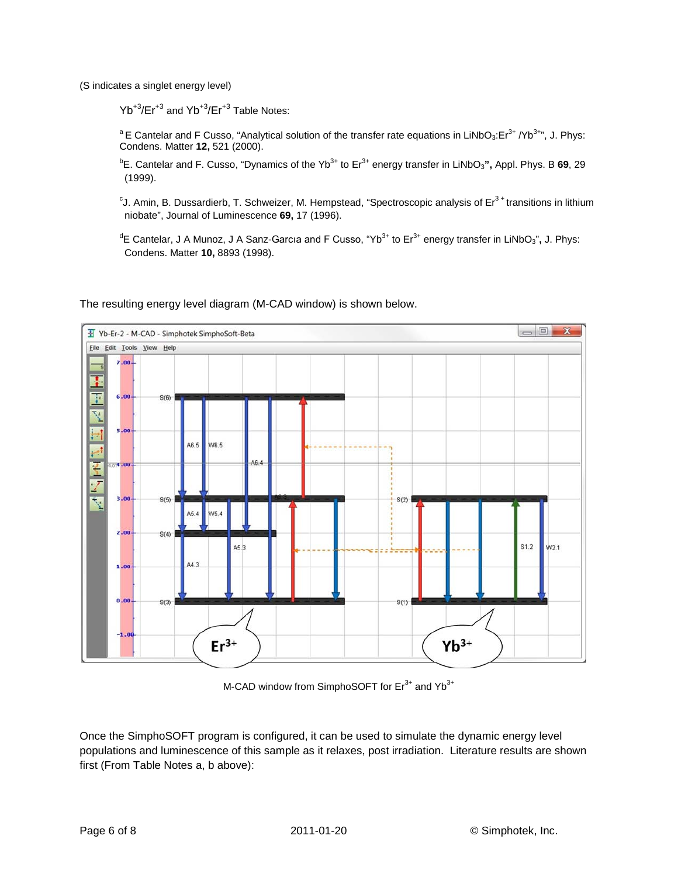(S indicates a singlet energy level)

$Yb^{+3}/Er^{+3}$ and $Yb^{+3}/Er^{+3}$ Table Notes:

[a] E Cantelar and F Cusso, "Analytical solution of the transfer rate equations in $LiNbO_3$:$Er^{3+}$ /$Yb^{3+}$", J. Phys: Condens. Matter **12,** 521 (2000).

[b] E. Cantelar and F. Cusso, "Dynamics of the $Yb^{3+}$ to $Er^{3+}$ energy transfer in $LiNbO_3$**",** Appl. Phys. B **69**, 29 (1999).

[c] J. Amin, B. Dussardierb, T. Schweizer, M. Hempstead, "Spectroscopic analysis of $Er^{3+}$ transitions in lithium niobate", Journal of Luminescence **69,** 17 (1996).

[d] E Cantelar, J A Munoz, J A Sanz-Garcıa and F Cusso, "$Yb^{3+}$ to $Er^{3+}$ energy transfer in $LiNbO_3$**",** J. Phys: Condens. Matter **10,** 8893 (1998).

The resulting energy level diagram (M-CAD window) is shown below.

M-CAD window from SimphoSOFT for $Er^{3+}$ and $Yb^{3+}$

Once the SimphoSOFT program is configured, it can be used to simulate the dynamic energy level populations and luminescence of this sample as it relaxes, post irradiation. Literature results are shown first (From Table Notes a, b above):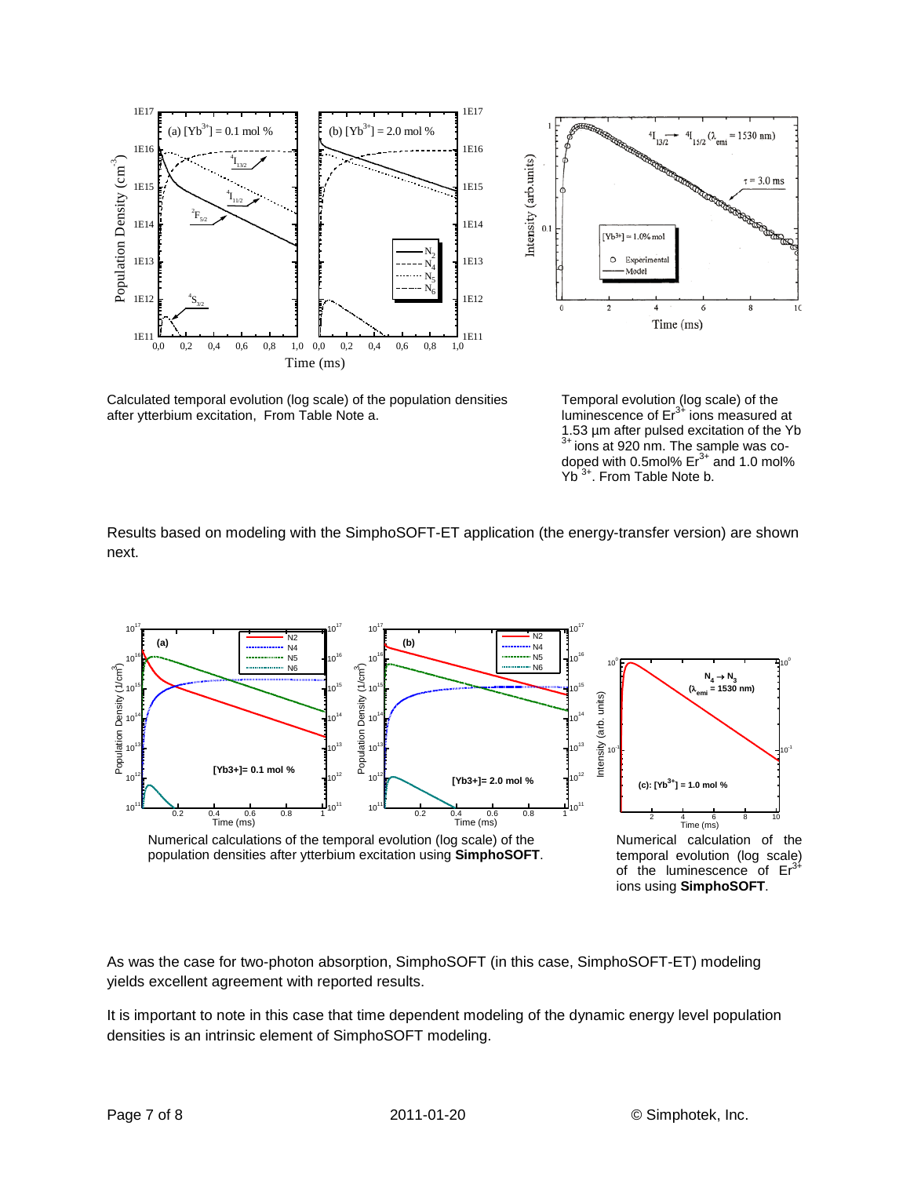Calculated temporal evolution (log scale) of the population densities after ytterbium excitation, From Table Note a.

Temporal evolution (log scale) of the luminescence of $Er^{3+}$ ions measured at 1.53 µm after pulsed excitation of the $Yb^{3+}$ ions at 920 nm. The sample was co-doped with 0.5mol% $Er^{3+}$ and 1.0 mol% $Yb^{3+}$. From Table Note b.

Results based on modeling with the SimphoSOFT-ET application (the energy-transfer version) are shown next.

Numerical calculations of the temporal evolution (log scale) of the population densities after ytterbium excitation using **SimphoSOFT**.

Numerical calculation of the temporal evolution (log scale) of the luminescence of $Er^{3+}$ ions using **SimphoSOFT**.

As was the case for two-photon absorption, SimphoSOFT (in this case, SimphoSOFT-ET) modeling yields excellent agreement with reported results.

It is important to note in this case that time dependent modeling of the dynamic energy level population densities is an intrinsic element of SimphoSOFT modeling.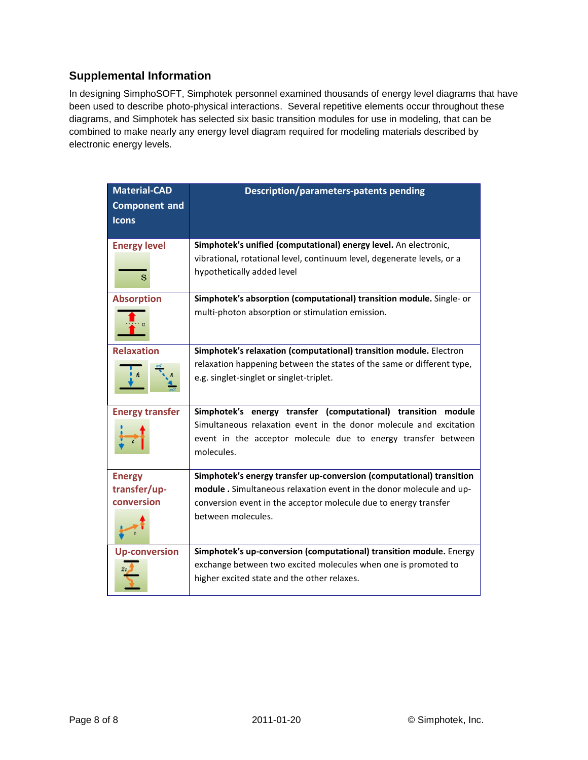## Supplemental Information

In designing SimphoSOFT, Simphotek personnel examined thousands of energy level diagrams that have been used to describe photo-physical interactions. Several repetitive elements occur throughout these diagrams, and Simphotek has selected six basic transition modules for use in modeling, that can be combined to make nearly any energy level diagram required for modeling materials described by electronic energy levels.

| Material-CAD Component and Icons | Description/parameters-patents pending |
|---|---|
| Energy level | **Simphotek's unified (computational) energy level.** An electronic, vibrational, rotational level, continuum level, degenerate levels, or a hypothetically added level |
| Absorption | **Simphotek's absorption (computational) transition module.** Single- or multi-photon absorption or stimulation emission. |
| Relaxation | **Simphotek's relaxation (computational) transition module.** Electron relaxation happening between the states of the same or different type, e.g. singlet-singlet or singlet-triplet. |
| Energy transfer | **Simphotek's energy transfer (computational) transition module** Simultaneous relaxation event in the donor molecule and excitation event in the acceptor molecule due to energy transfer between molecules. |
| Energy transfer/up-conversion | **Simphotek's energy transfer up-conversion (computational) transition module .** Simultaneous relaxation event in the donor molecule and up-conversion event in the acceptor molecule due to energy transfer between molecules. |
| Up-conversion | **Simphotek's up-conversion (computational) transition module.** Energy exchange between two excited molecules when one is promoted to higher excited state and the other relaxes. |

2011-01-20 © Simphotek, Inc.